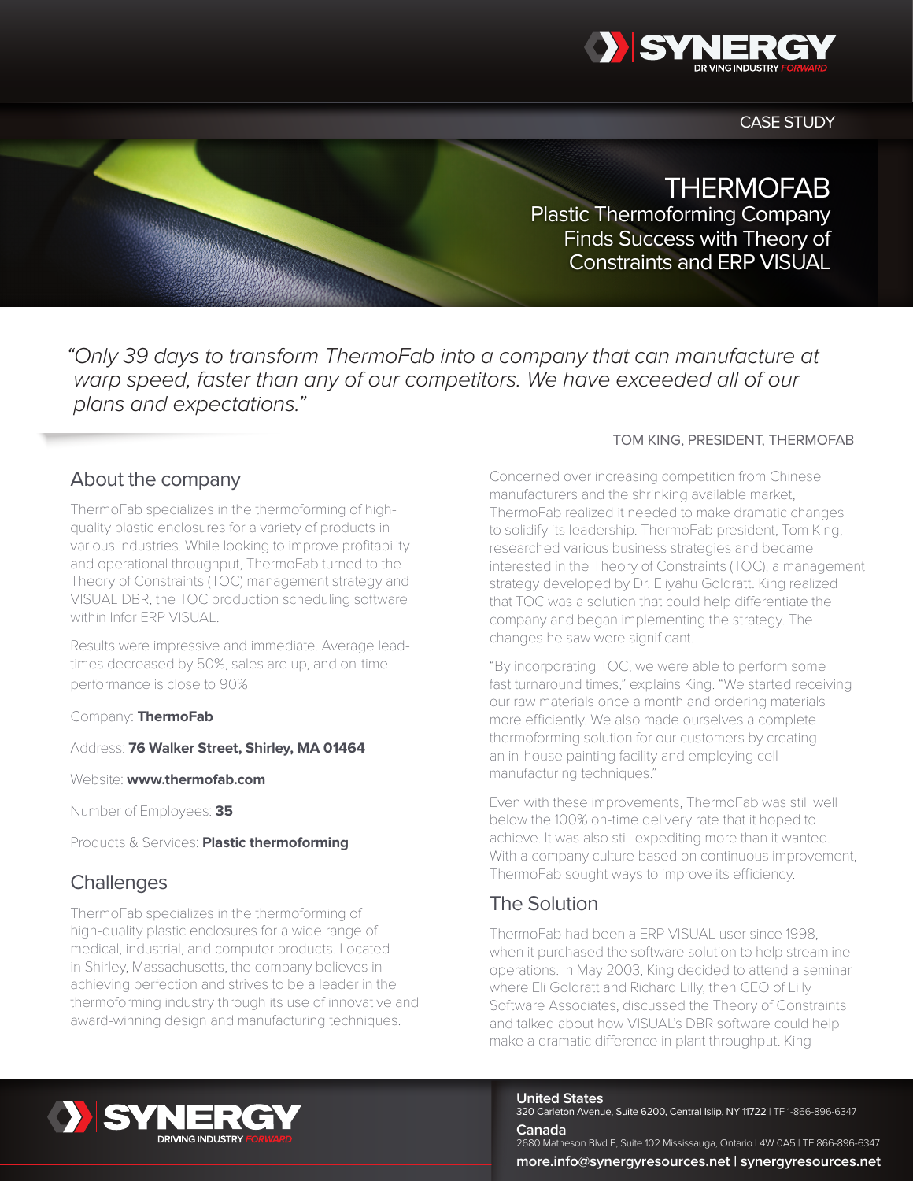CASE STUDY

# THERMOFAB

## Plastic Thermoforming Company Finds Success with Theory of Constraints and ERP VISUAL

*"Only 39 days to transform ThermoFab into a company that can manufacture at warp speed, faster than any of our competitors. We have exceeded all of our plans and expectations."*

TOM KING, PRESIDENT, THERMOFAB

## About the company

ThermoFab specializes in the thermoforming of high-quality plastic enclosures for a variety of products in various industries. While looking to improve profitability and operational throughput, ThermoFab turned to the Theory of Constraints (TOC) management strategy and VISUAL DBR, the TOC production scheduling software within Infor ERP VISUAL.

Results were impressive and immediate. Average lead-times decreased by 50%, sales are up, and on-time performance is close to 90%

Company: **ThermoFab**

Address: **76 Walker Street, Shirley, MA 01464**

Website: **www.thermofab.com**

Number of Employees: **35**

Products & Services: **Plastic thermoforming**

## Challenges

ThermoFab specializes in the thermoforming of high-quality plastic enclosures for a wide range of medical, industrial, and computer products. Located in Shirley, Massachusetts, the company believes in achieving perfection and strives to be a leader in the thermoforming industry through its use of innovative and award-winning design and manufacturing techniques.

Concerned over increasing competition from Chinese manufacturers and the shrinking available market, ThermoFab realized it needed to make dramatic changes to solidify its leadership. ThermoFab president, Tom King, researched various business strategies and became interested in the Theory of Constraints (TOC), a management strategy developed by Dr. Eliyahu Goldratt. King realized that TOC was a solution that could help differentiate the company and began implementing the strategy. The changes he saw were significant.

"By incorporating TOC, we were able to perform some fast turnaround times," explains King. "We started receiving our raw materials once a month and ordering materials more efficiently. We also made ourselves a complete thermoforming solution for our customers by creating an in-house painting facility and employing cell manufacturing techniques."

Even with these improvements, ThermoFab was still well below the 100% on-time delivery rate that it hoped to achieve. It was also still expediting more than it wanted. With a company culture based on continuous improvement, ThermoFab sought ways to improve its efficiency.

## The Solution

ThermoFab had been a ERP VISUAL user since 1998, when it purchased the software solution to help streamline operations. In May 2003, King decided to attend a seminar where Eli Goldratt and Richard Lilly, then CEO of Lilly Software Associates, discussed the Theory of Constraints and talked about how VISUAL's DBR software could help make a dramatic difference in plant throughput. King

**United States**
320 Carleton Avenue, Suite 6200, Central Islip, NY 11722 | TF 1-866-896-6347

**Canada**
2680 Matheson Blvd E, Suite 102 Mississauga, Ontario L4W 0A5 | TF 866-896-6347

**more.info@synergyresources.net | synergyresources.net**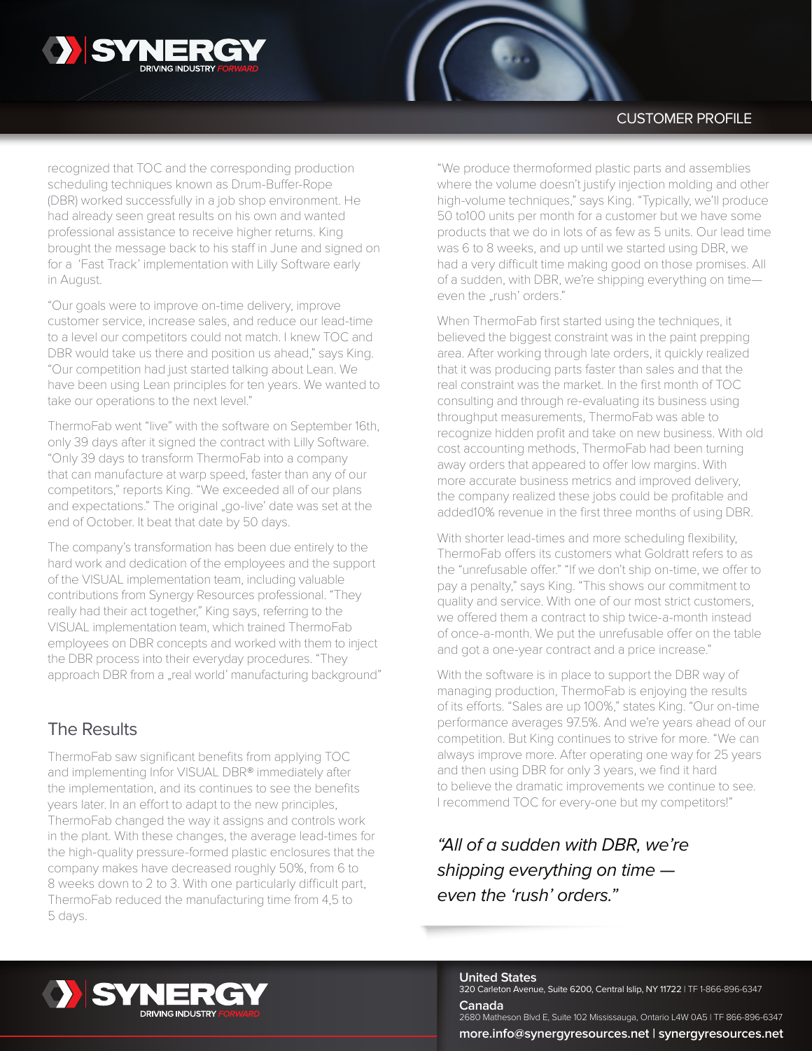recognized that TOC and the corresponding production scheduling techniques known as Drum-Buffer-Rope (DBR) worked successfully in a job shop environment. He had already seen great results on his own and wanted professional assistance to receive higher returns. King brought the message back to his staff in June and signed on for a 'Fast Track' implementation with Lilly Software early in August.

"Our goals were to improve on-time delivery, improve customer service, increase sales, and reduce our lead-time to a level our competitors could not match. I knew TOC and DBR would take us there and position us ahead," says King. "Our competition had just started talking about Lean. We have been using Lean principles for ten years. We wanted to take our operations to the next level."

ThermoFab went "live" with the software on September 16th, only 39 days after it signed the contract with Lilly Software. "Only 39 days to transform ThermoFab into a company that can manufacture at warp speed, faster than any of our competitors," reports King. "We exceeded all of our plans and expectations." The original „go-live' date was set at the end of October. It beat that date by 50 days.

The company's transformation has been due entirely to the hard work and dedication of the employees and the support of the VISUAL implementation team, including valuable contributions from Synergy Resources professional. "They really had their act together," King says, referring to the VISUAL implementation team, which trained ThermoFab employees on DBR concepts and worked with them to inject the DBR process into their everyday procedures. "They approach DBR from a „real world' manufacturing background"

## The Results

ThermoFab saw significant benefits from applying TOC and implementing Infor VISUAL DBR® immediately after the implementation, and its continues to see the benefits years later. In an effort to adapt to the new principles, ThermoFab changed the way it assigns and controls work in the plant. With these changes, the average lead-times for the high-quality pressure-formed plastic enclosures that the company makes have decreased roughly 50%, from 6 to 8 weeks down to 2 to 3. With one particularly difficult part, ThermoFab reduced the manufacturing time from 4,5 to 5 days.

"We produce thermoformed plastic parts and assemblies where the volume doesn't justify injection molding and other high-volume techniques," says King. "Typically, we'll produce 50 to100 units per month for a customer but we have some products that we do in lots of as few as 5 units. Our lead time was 6 to 8 weeks, and up until we started using DBR, we had a very difficult time making good on those promises. All of a sudden, with DBR, we're shipping everything on time—even the „rush' orders."

When ThermoFab first started using the techniques, it believed the biggest constraint was in the paint prepping area. After working through late orders, it quickly realized that it was producing parts faster than sales and that the real constraint was the market. In the first month of TOC consulting and through re-evaluating its business using throughput measurements, ThermoFab was able to recognize hidden profit and take on new business. With old cost accounting methods, ThermoFab had been turning away orders that appeared to offer low margins. With more accurate business metrics and improved delivery, the company realized these jobs could be profitable and added10% revenue in the first three months of using DBR.

With shorter lead-times and more scheduling flexibility, ThermoFab offers its customers what Goldratt refers to as the "unrefusable offer." "If we don't ship on-time, we offer to pay a penalty," says King. "This shows our commitment to quality and service. With one of our most strict customers, we offered them a contract to ship twice-a-month instead of once-a-month. We put the unrefusable offer on the table and got a one-year contract and a price increase."

With the software is in place to support the DBR way of managing production, ThermoFab is enjoying the results of its efforts. "Sales are up 100%," states King. "Our on-time performance averages 97.5%. And we're years ahead of our competition. But King continues to strive for more. "We can always improve more. After operating one way for 25 years and then using DBR for only 3 years, we find it hard to believe the dramatic improvements we continue to see. I recommend TOC for every-one but my competitors!"

*"All of a sudden with DBR, we're shipping everything on time — even the 'rush' orders."*

**United States**
320 Carleton Avenue, Suite 6200, Central Islip, NY 11722 | TF 1-866-896-6347

**Canada**
2680 Matheson Blvd E, Suite 102 Mississauga, Ontario L4W 0A5 | TF 866-896-6347

**more.info@synergyresources.net | synergyresources.net**